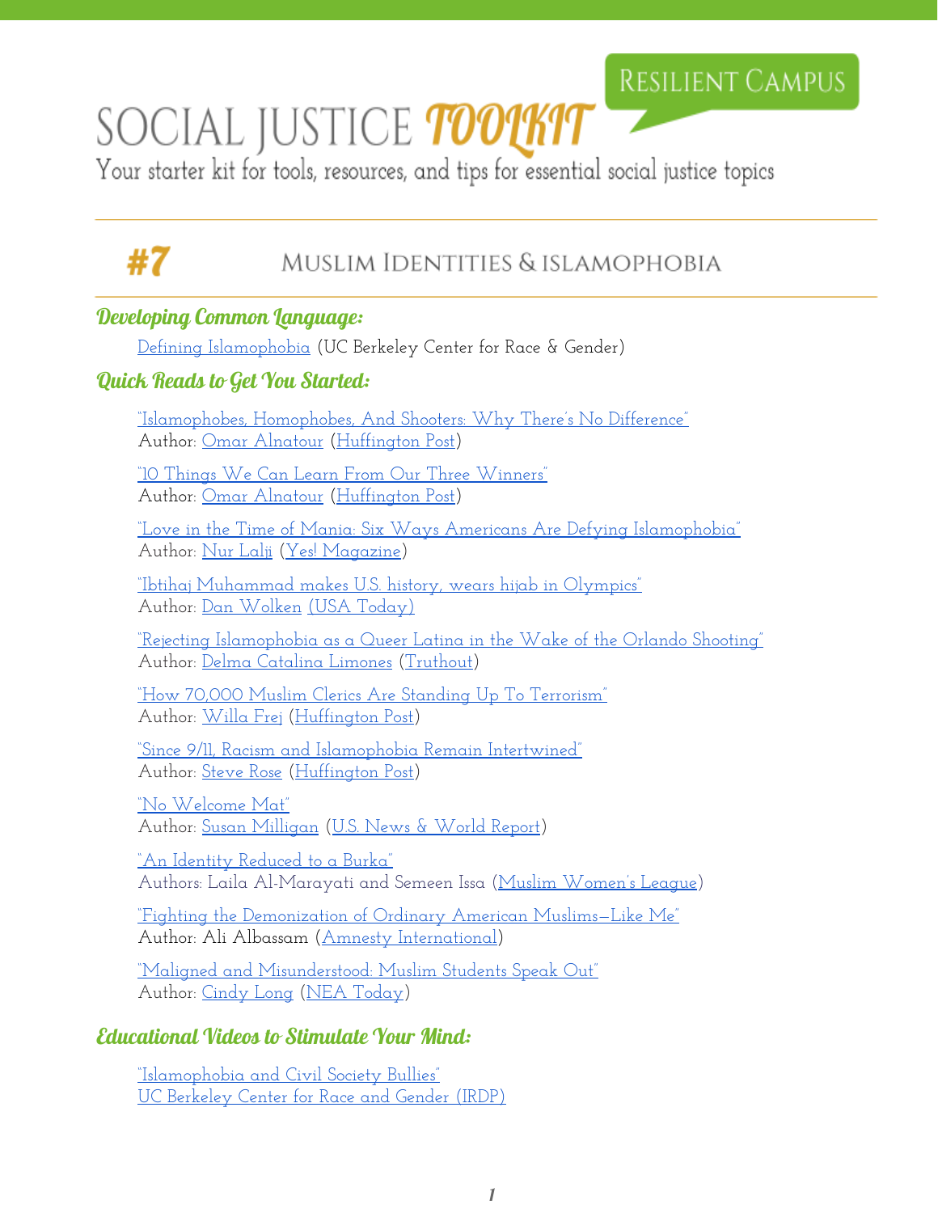# SOCIAL JUSTICE TOOLKIT

RESILIENT CAMPUS

Your starter kit for tools, resources, and tips for essential social justice topics

## #7 MUSLIM IDENTITIES & ISLAMOPHOBIA

### Developing Common Language:

Defining Islamophobia (UC Berkeley Center for Race & Gender)

### Quick Reads to Get You Started:

"Islamophobes, Homophobes, And Shooters: Why There's No Difference"
Author: Omar Alnatour (Huffington Post)

"10 Things We Can Learn From Our Three Winners"
Author: Omar Alnatour (Huffington Post)

"Love in the Time of Mania: Six Ways Americans Are Defying Islamophobia"
Author: Nur Lalji (Yes! Magazine)

"Ibtihaj Muhammad makes U.S. history, wears hijab in Olympics"
Author: Dan Wolken (USA Today)

"Rejecting Islamophobia as a Queer Latina in the Wake of the Orlando Shooting"
Author: Delma Catalina Limones (Truthout)

"How 70,000 Muslim Clerics Are Standing Up To Terrorism"
Author: Willa Frej (Huffington Post)

"Since 9/11, Racism and Islamophobia Remain Intertwined"
Author: Steve Rose (Huffington Post)

"No Welcome Mat"
Author: Susan Milligan (U.S. News & World Report)

"An Identity Reduced to a Burka"
Authors: Laila Al-Marayati and Semeen Issa (Muslim Women's League)

"Fighting the Demonization of Ordinary American Muslims—Like Me"
Author: Ali Albassam (Amnesty International)

"Maligned and Misunderstood: Muslim Students Speak Out"
Author: Cindy Long (NEA Today)

### Educational Videos to Stimulate Your Mind:

"Islamophobia and Civil Society Bullies"
UC Berkeley Center for Race and Gender (IRDP)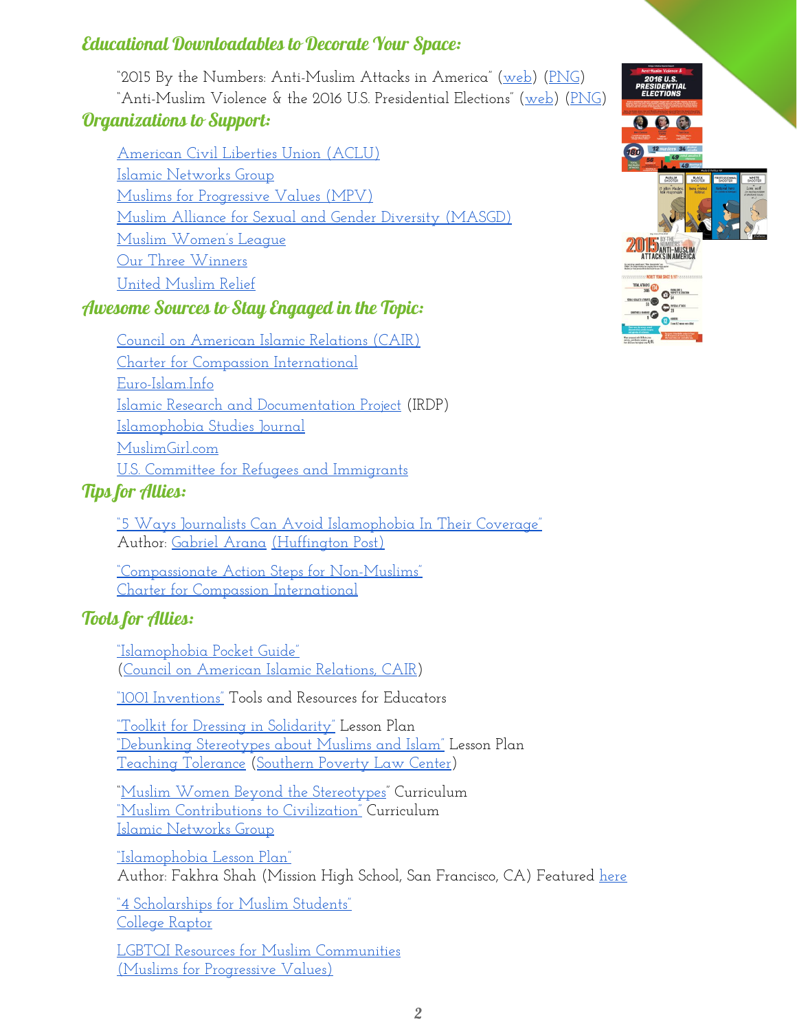## Educational Downloadables to Decorate Your Space:

"2015 By the Numbers: Anti-Muslim Attacks in America" (web) (PNG)
"Anti-Muslim Violence & the 2016 U.S. Presidential Elections" (web) (PNG)

## Organizations to Support:

American Civil Liberties Union (ACLU)
Islamic Networks Group
Muslims for Progressive Values (MPV)
Muslim Alliance for Sexual and Gender Diversity (MASGD)
Muslim Women's League
Our Three Winners
United Muslim Relief

## Awesome Sources to Stay Engaged in the Topic:

Council on American Islamic Relations (CAIR)
Charter for Compassion International
Euro-Islam.Info
Islamic Research and Documentation Project (IRDP)
Islamophobia Studies Journal
MuslimGirl.com
U.S. Committee for Refugees and Immigrants

## Tips for Allies:

"5 Ways Journalists Can Avoid Islamophobia In Their Coverage"
Author: Gabriel Arana (Huffington Post)

"Compassionate Action Steps for Non-Muslims"
Charter for Compassion International

## Tools for Allies:

"Islamophobia Pocket Guide"
(Council on American Islamic Relations, CAIR)

"1001 Inventions" Tools and Resources for Educators

"Toolkit for Dressing in Solidarity" Lesson Plan
"Debunking Stereotypes about Muslims and Islam" Lesson Plan
Teaching Tolerance (Southern Poverty Law Center)

"Muslim Women Beyond the Stereotypes" Curriculum
"Muslim Contributions to Civilization" Curriculum
Islamic Networks Group

"Islamophobia Lesson Plan"
Author: Fakhra Shah (Mission High School, San Francisco, CA) Featured here

"4 Scholarships for Muslim Students"
College Raptor

LGBTQI Resources for Muslim Communities
(Muslims for Progressive Values)